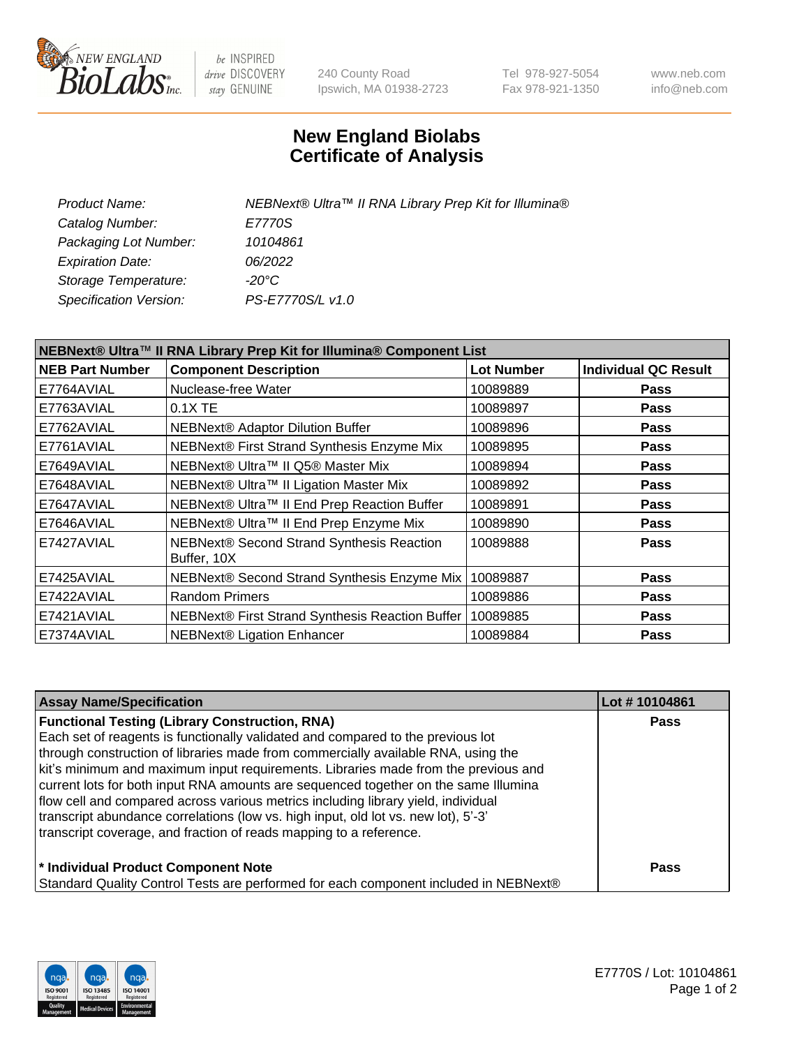New England Biolabs Inc. — be INSPIRED drive DISCOVERY stay GENUINE

240 County Road
Ipswich, MA 01938-2723

Tel 978-927-5054
Fax 978-921-1350

www.neb.com
info@neb.com

# New England Biolabs
# Certificate of Analysis

| | |
|---|---|
| *Product Name:* | *NEBNext® Ultra™ II RNA Library Prep Kit for Illumina®* |
| *Catalog Number:* | *E7770S* |
| *Packaging Lot Number:* | *10104861* |
| *Expiration Date:* | *06/2022* |
| *Storage Temperature:* | *-20°C* |
| *Specification Version:* | *PS-E7770S/L v1.0* |

| NEBNext® Ultra™ II RNA Library Prep Kit for Illumina® Component List | | | |
|---|---|---|---|
| **NEB Part Number** | **Component Description** | **Lot Number** | **Individual QC Result** |
| E7764AVIAL | Nuclease-free Water | 10089889 | **Pass** |
| E7763AVIAL | 0.1X TE | 10089897 | **Pass** |
| E7762AVIAL | NEBNext® Adaptor Dilution Buffer | 10089896 | **Pass** |
| E7761AVIAL | NEBNext® First Strand Synthesis Enzyme Mix | 10089895 | **Pass** |
| E7649AVIAL | NEBNext® Ultra™ II Q5® Master Mix | 10089894 | **Pass** |
| E7648AVIAL | NEBNext® Ultra™ II Ligation Master Mix | 10089892 | **Pass** |
| E7647AVIAL | NEBNext® Ultra™ II End Prep Reaction Buffer | 10089891 | **Pass** |
| E7646AVIAL | NEBNext® Ultra™ II End Prep Enzyme Mix | 10089890 | **Pass** |
| E7427AVIAL | NEBNext® Second Strand Synthesis Reaction Buffer, 10X | 10089888 | **Pass** |
| E7425AVIAL | NEBNext® Second Strand Synthesis Enzyme Mix | 10089887 | **Pass** |
| E7422AVIAL | Random Primers | 10089886 | **Pass** |
| E7421AVIAL | NEBNext® First Strand Synthesis Reaction Buffer | 10089885 | **Pass** |
| E7374AVIAL | NEBNext® Ligation Enhancer | 10089884 | **Pass** |

| Assay Name/Specification | Lot # 10104861 |
|---|---|
| **Functional Testing (Library Construction, RNA)**<br>Each set of reagents is functionally validated and compared to the previous lot through construction of libraries made from commercially available RNA, using the kit's minimum and maximum input requirements. Libraries made from the previous and current lots for both input RNA amounts are sequenced together on the same Illumina flow cell and compared across various metrics including library yield, individual transcript abundance correlations (low vs. high input, old lot vs. new lot), 5'-3' transcript coverage, and fraction of reads mapping to a reference. | **Pass** |
| **\* Individual Product Component Note**<br>Standard Quality Control Tests are performed for each component included in NEBNext® | **Pass** |

E7770S / Lot: 10104861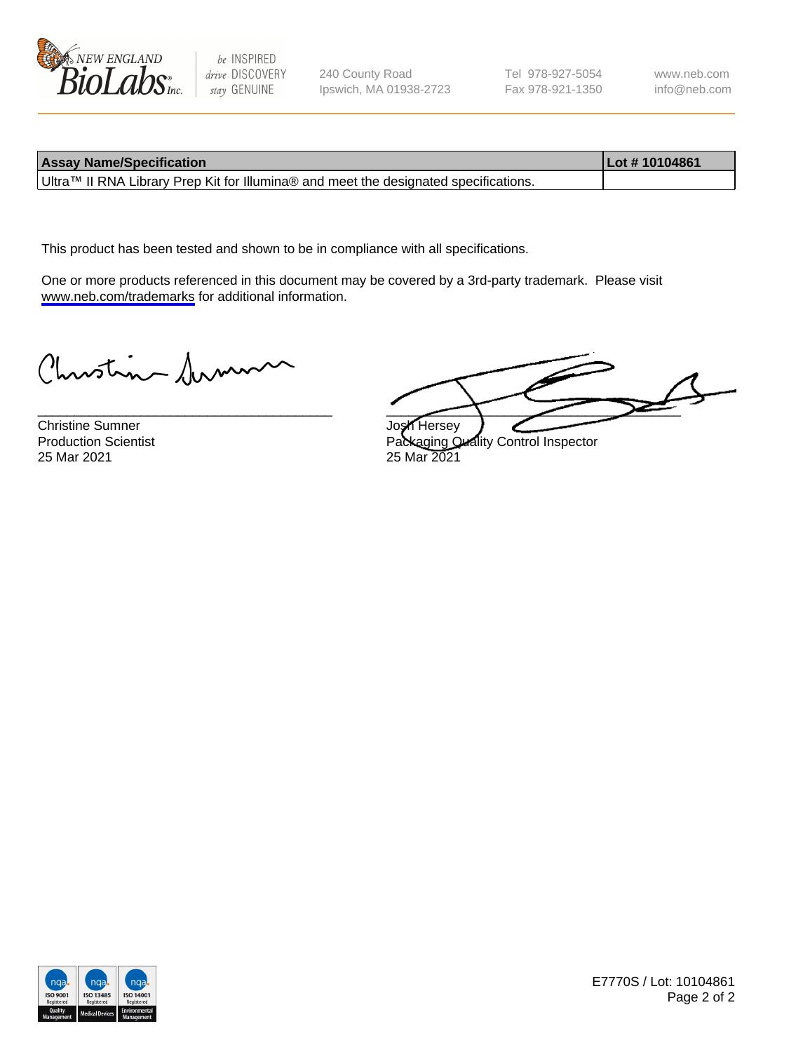| Assay Name/Specification | Lot # 10104861 |
|---|---|
| Ultra™ II RNA Library Prep Kit for Illumina® and meet the designated specifications. | |

This product has been tested and shown to be in compliance with all specifications.

One or more products referenced in this document may be covered by a 3rd-party trademark. Please visit www.neb.com/trademarks for additional information.

Christine Sumner
Production Scientist
25 Mar 2021

Josh Hersey
Packaging Quality Control Inspector
25 Mar 2021

E7770S / Lot: 10104861